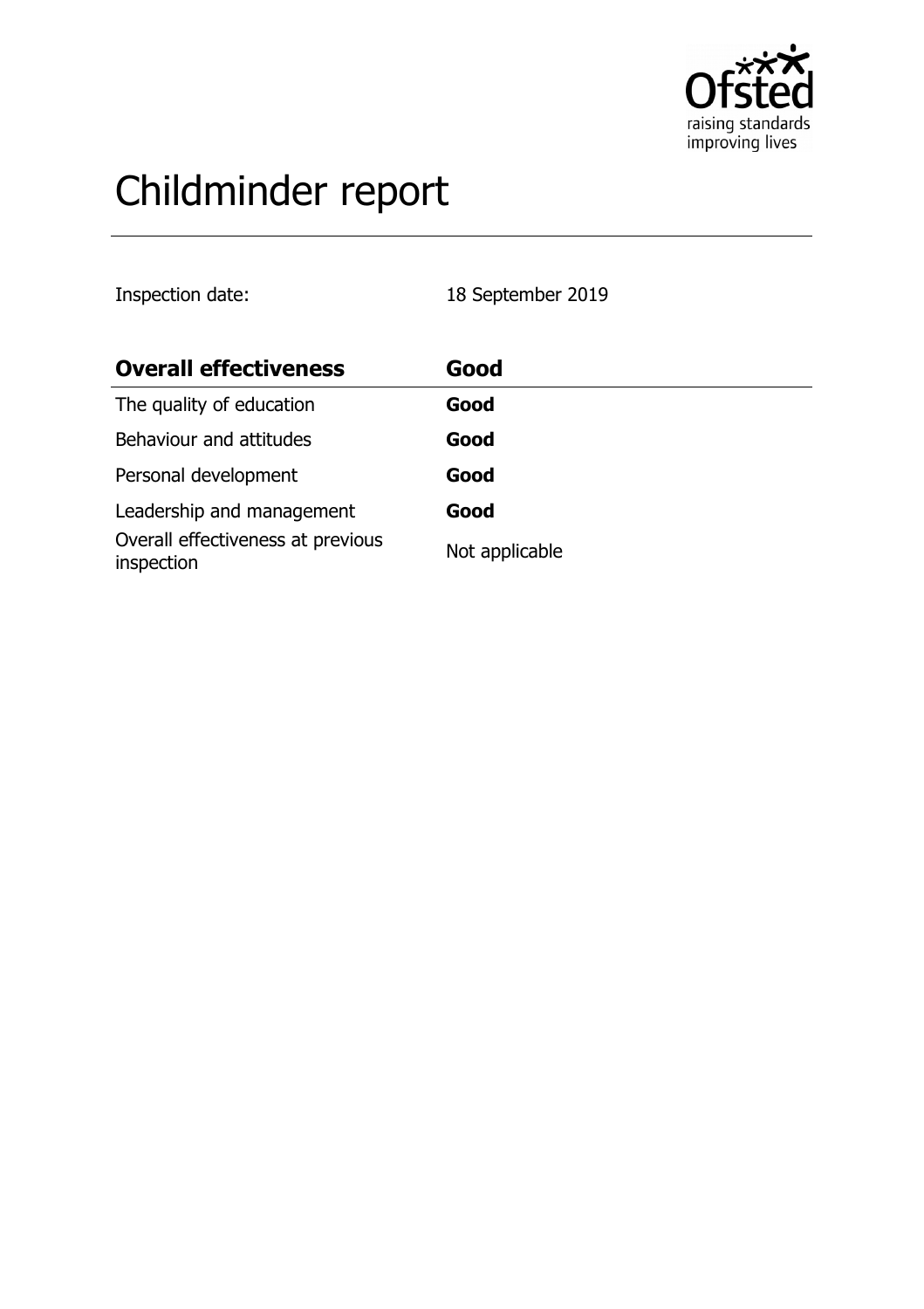# Childminder report

Inspection date: 18 September 2019

| Overall effectiveness | Good |
| --- | --- |
| The quality of education | **Good** |
| Behaviour and attitudes | **Good** |
| Personal development | **Good** |
| Leadership and management | **Good** |
| Overall effectiveness at previous inspection | Not applicable |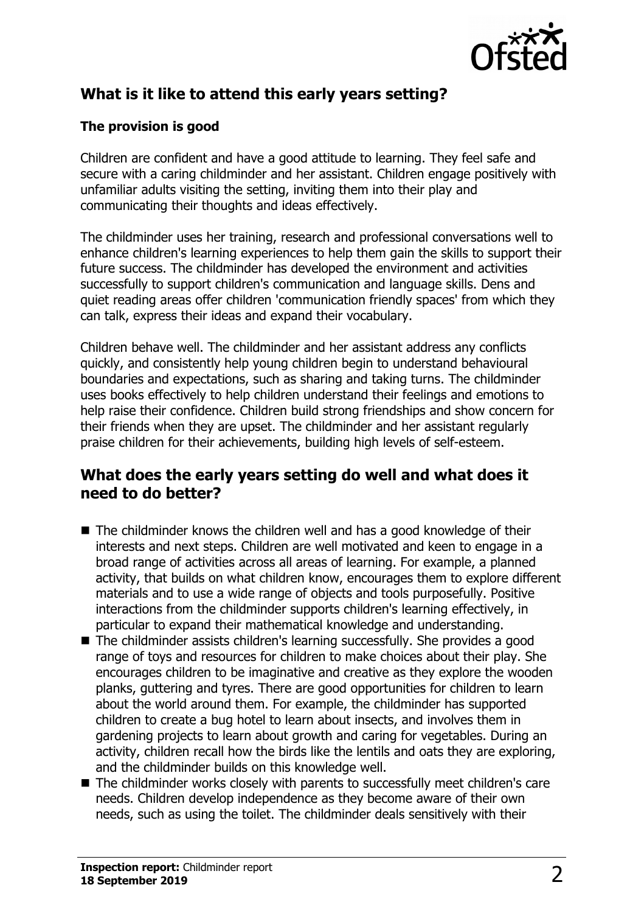## What is it like to attend this early years setting?

### The provision is good

Children are confident and have a good attitude to learning. They feel safe and secure with a caring childminder and her assistant. Children engage positively with unfamiliar adults visiting the setting, inviting them into their play and communicating their thoughts and ideas effectively.

The childminder uses her training, research and professional conversations well to enhance children's learning experiences to help them gain the skills to support their future success. The childminder has developed the environment and activities successfully to support children's communication and language skills. Dens and quiet reading areas offer children 'communication friendly spaces' from which they can talk, express their ideas and expand their vocabulary.

Children behave well. The childminder and her assistant address any conflicts quickly, and consistently help young children begin to understand behavioural boundaries and expectations, such as sharing and taking turns. The childminder uses books effectively to help children understand their feelings and emotions to help raise their confidence. Children build strong friendships and show concern for their friends when they are upset. The childminder and her assistant regularly praise children for their achievements, building high levels of self-esteem.

## What does the early years setting do well and what does it need to do better?

- The childminder knows the children well and has a good knowledge of their interests and next steps. Children are well motivated and keen to engage in a broad range of activities across all areas of learning. For example, a planned activity, that builds on what children know, encourages them to explore different materials and to use a wide range of objects and tools purposefully. Positive interactions from the childminder supports children's learning effectively, in particular to expand their mathematical knowledge and understanding.
- The childminder assists children's learning successfully. She provides a good range of toys and resources for children to make choices about their play. She encourages children to be imaginative and creative as they explore the wooden planks, guttering and tyres. There are good opportunities for children to learn about the world around them. For example, the childminder has supported children to create a bug hotel to learn about insects, and involves them in gardening projects to learn about growth and caring for vegetables. During an activity, children recall how the birds like the lentils and oats they are exploring, and the childminder builds on this knowledge well.
- The childminder works closely with parents to successfully meet children's care needs. Children develop independence as they become aware of their own needs, such as using the toilet. The childminder deals sensitively with their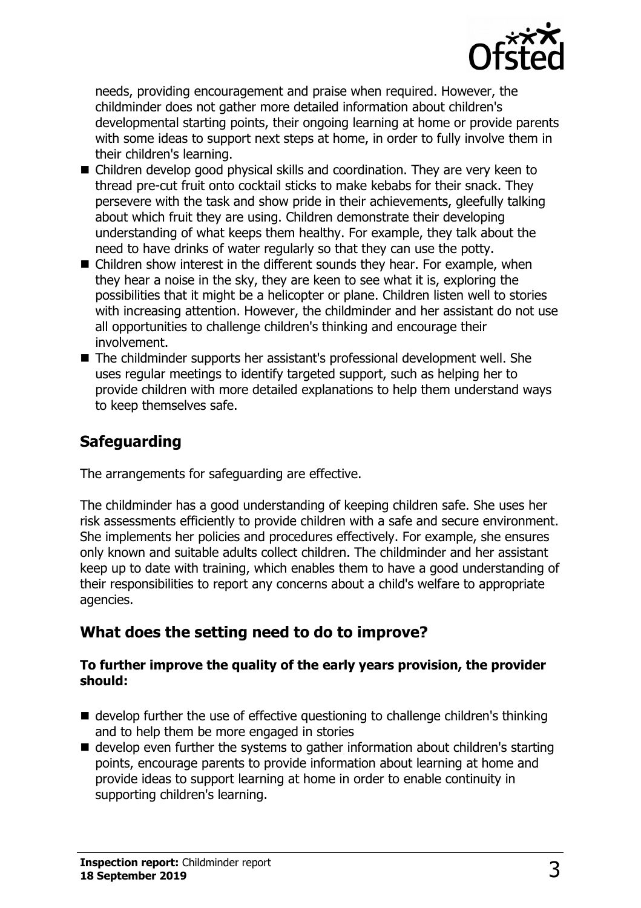needs, providing encouragement and praise when required. However, the childminder does not gather more detailed information about children's developmental starting points, their ongoing learning at home or provide parents with some ideas to support next steps at home, in order to fully involve them in their children's learning.

- Children develop good physical skills and coordination. They are very keen to thread pre-cut fruit onto cocktail sticks to make kebabs for their snack. They persevere with the task and show pride in their achievements, gleefully talking about which fruit they are using. Children demonstrate their developing understanding of what keeps them healthy. For example, they talk about the need to have drinks of water regularly so that they can use the potty.
- Children show interest in the different sounds they hear. For example, when they hear a noise in the sky, they are keen to see what it is, exploring the possibilities that it might be a helicopter or plane. Children listen well to stories with increasing attention. However, the childminder and her assistant do not use all opportunities to challenge children's thinking and encourage their involvement.
- The childminder supports her assistant's professional development well. She uses regular meetings to identify targeted support, such as helping her to provide children with more detailed explanations to help them understand ways to keep themselves safe.

## Safeguarding

The arrangements for safeguarding are effective.

The childminder has a good understanding of keeping children safe. She uses her risk assessments efficiently to provide children with a safe and secure environment. She implements her policies and procedures effectively. For example, she ensures only known and suitable adults collect children. The childminder and her assistant keep up to date with training, which enables them to have a good understanding of their responsibilities to report any concerns about a child's welfare to appropriate agencies.

## What does the setting need to do to improve?

**To further improve the quality of the early years provision, the provider should:**

- develop further the use of effective questioning to challenge children's thinking and to help them be more engaged in stories
- develop even further the systems to gather information about children's starting points, encourage parents to provide information about learning at home and provide ideas to support learning at home in order to enable continuity in supporting children's learning.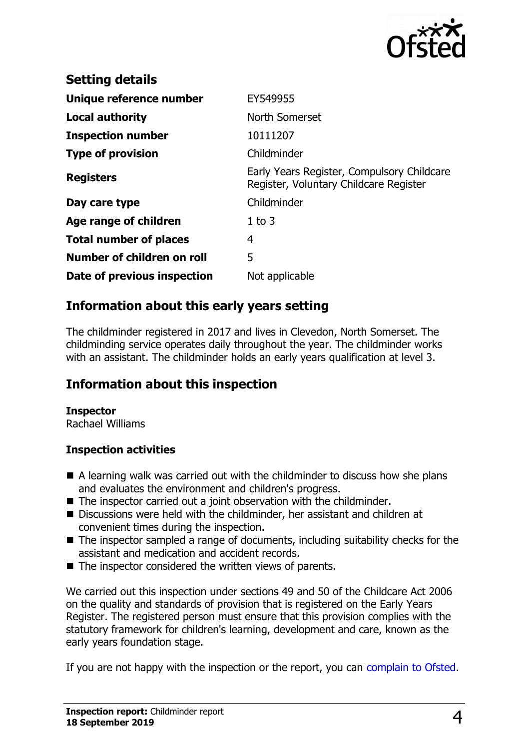## Setting details

| | |
|---|---|
| **Unique reference number** | EY549955 |
| **Local authority** | North Somerset |
| **Inspection number** | 10111207 |
| **Type of provision** | Childminder |
| **Registers** | Early Years Register, Compulsory Childcare Register, Voluntary Childcare Register |
| **Day care type** | Childminder |
| **Age range of children** | 1 to 3 |
| **Total number of places** | 4 |
| **Number of children on roll** | 5 |
| **Date of previous inspection** | Not applicable |

## Information about this early years setting

The childminder registered in 2017 and lives in Clevedon, North Somerset. The childminding service operates daily throughout the year. The childminder works with an assistant. The childminder holds an early years qualification at level 3.

## Information about this inspection

**Inspector**
Rachael Williams

### Inspection activities

- A learning walk was carried out with the childminder to discuss how she plans and evaluates the environment and children's progress.
- The inspector carried out a joint observation with the childminder.
- Discussions were held with the childminder, her assistant and children at convenient times during the inspection.
- The inspector sampled a range of documents, including suitability checks for the assistant and medication and accident records.
- The inspector considered the written views of parents.

We carried out this inspection under sections 49 and 50 of the Childcare Act 2006 on the quality and standards of provision that is registered on the Early Years Register. The registered person must ensure that this provision complies with the statutory framework for children's learning, development and care, known as the early years foundation stage.

If you are not happy with the inspection or the report, you can complain to Ofsted.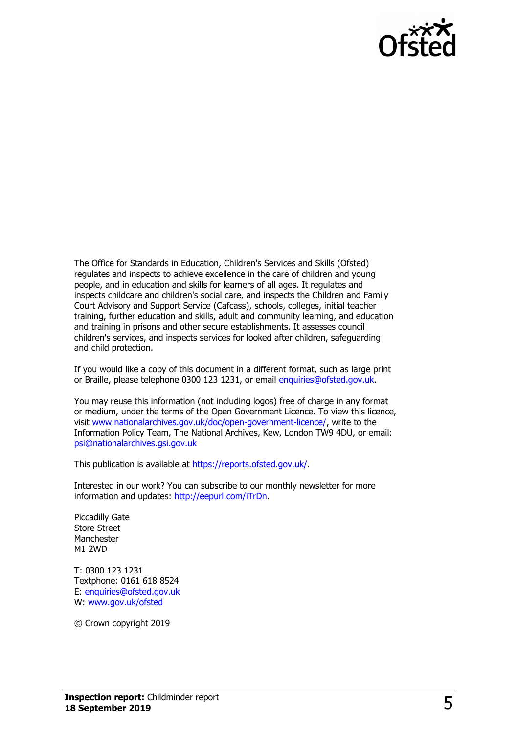The Office for Standards in Education, Children's Services and Skills (Ofsted) regulates and inspects to achieve excellence in the care of children and young people, and in education and skills for learners of all ages. It regulates and inspects childcare and children's social care, and inspects the Children and Family Court Advisory and Support Service (Cafcass), schools, colleges, initial teacher training, further education and skills, adult and community learning, and education and training in prisons and other secure establishments. It assesses council children's services, and inspects services for looked after children, safeguarding and child protection.

If you would like a copy of this document in a different format, such as large print or Braille, please telephone 0300 123 1231, or email enquiries@ofsted.gov.uk.

You may reuse this information (not including logos) free of charge in any format or medium, under the terms of the Open Government Licence. To view this licence, visit www.nationalarchives.gov.uk/doc/open-government-licence/, write to the Information Policy Team, The National Archives, Kew, London TW9 4DU, or email: psi@nationalarchives.gsi.gov.uk

This publication is available at https://reports.ofsted.gov.uk/.

Interested in our work? You can subscribe to our monthly newsletter for more information and updates: http://eepurl.com/iTrDn.

Piccadilly Gate
Store Street
Manchester
M1 2WD

T: 0300 123 1231
Textphone: 0161 618 8524
E: enquiries@ofsted.gov.uk
W: www.gov.uk/ofsted

© Crown copyright 2019